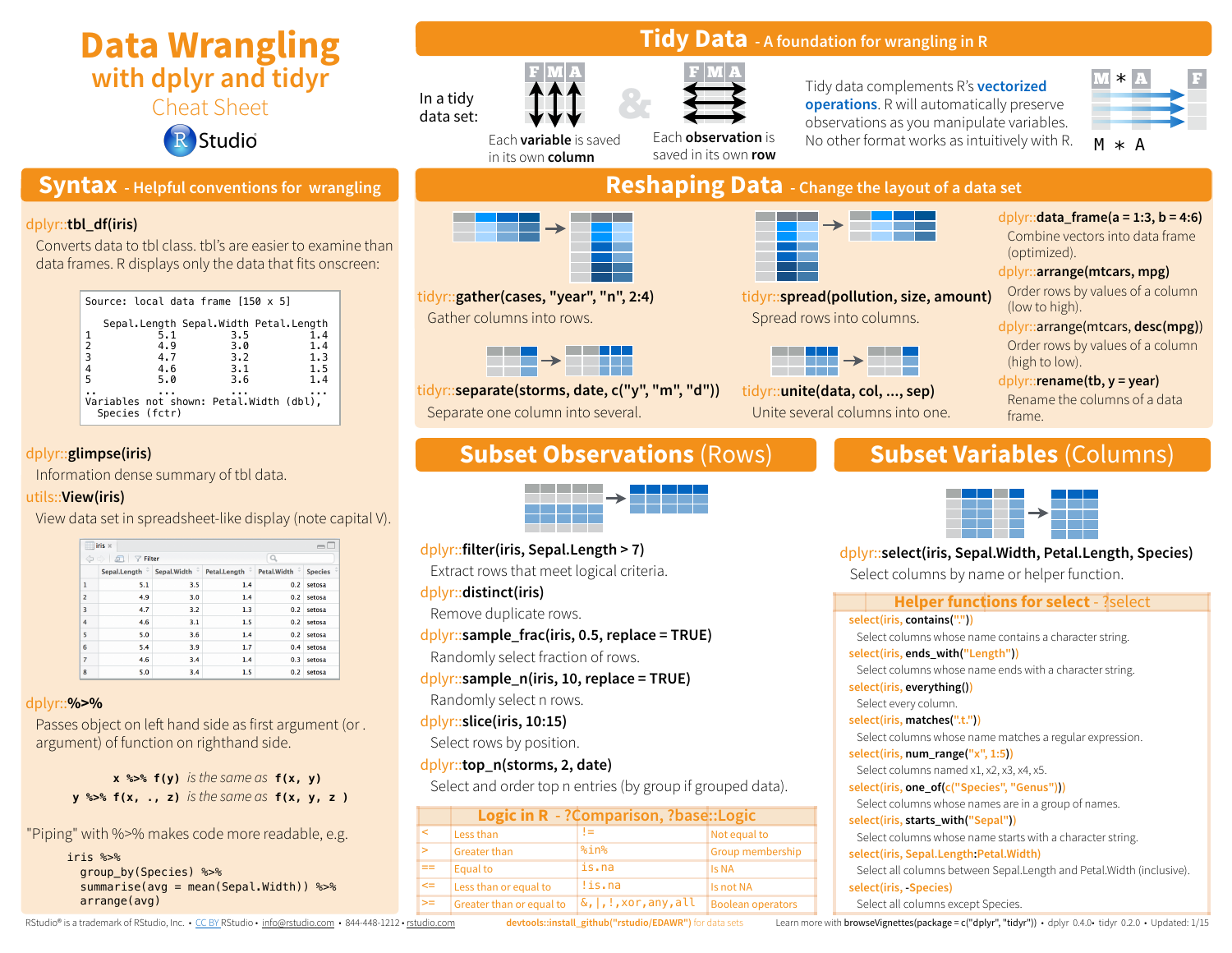# Data Wrangling with dplyr and tidyr

## Cheat Sheet

RStudio

## Syntax - Helpful conventions for wrangling

**dplyr::tbl_df(iris)**

Converts data to tbl class. tbl's are easier to examine than data frames. R displays only the data that fits onscreen:

```
Source: local data frame [150 x 5]

  Sepal.Length Sepal.Width Petal.Length
1          5.1         3.5          1.4
2          4.9         3.0          1.4
3          4.7         3.2          1.3
4          4.6         3.1          1.5
5          5.0         3.6          1.4
..         ...         ...          ...
Variables not shown: Petal.Width (dbl),
  Species (fctr)
```

**dplyr::glimpse(iris)**

Information dense summary of tbl data.

**utils::View(iris)**

View data set in spreadsheet-like display (note capital V).

| | Sepal.Length | Sepal.Width | Petal.Length | Petal.Width | Species |
|---|---|---|---|---|---|
| 1 | 5.1 | 3.5 | 1.4 | 0.2 | setosa |
| 2 | 4.9 | 3.0 | 1.4 | 0.2 | setosa |
| 3 | 4.7 | 3.2 | 1.3 | 0.2 | setosa |
| 4 | 4.6 | 3.1 | 1.5 | 0.2 | setosa |
| 5 | 5.0 | 3.6 | 1.4 | 0.2 | setosa |
| 6 | 5.4 | 3.9 | 1.7 | 0.4 | setosa |
| 7 | 4.6 | 3.4 | 1.4 | 0.3 | setosa |
| 8 | 5.0 | 3.4 | 1.5 | 0.2 | setosa |

**dplyr::%>%**

Passes object on left hand side as first argument (or . argument) of function on righthand side.

`x %>% f(y)` *is the same as* `f(x, y)`

`y %>% f(x, ., z)` *is the same as* `f(x, y, z )`

"Piping" with %>% makes code more readable, e.g.

```
iris %>%
  group_by(Species) %>%
  summarise(avg = mean(Sepal.Width)) %>%
  arrange(avg)
```

## Tidy Data - A foundation for wrangling in R

In a tidy data set:

- Each **variable** is saved in its own **column**
- Each **observation** is saved in its own **row**

Tidy data complements R's **vectorized operations**. R will automatically preserve observations as you manipulate variables. No other format works as intuitively with R.

## Reshaping Data - Change the layout of a data set

**tidyr::gather(cases, "year", "n", 2:4)**

Gather columns into rows.

**tidyr::spread(pollution, size, amount)**

Spread rows into columns.

**tidyr::separate(storms, date, c("y", "m", "d"))**

Separate one column into several.

**tidyr::unite(data, col, ..., sep)**

Unite several columns into one.

**dplyr::data_frame(a = 1:3, b = 4:6)**

Combine vectors into data frame (optimized).

**dplyr::arrange(mtcars, mpg)**

Order rows by values of a column (low to high).

**dplyr::arrange(mtcars, desc(mpg))**

Order rows by values of a column (high to low).

**dplyr::rename(tb, y = year)**

Rename the columns of a data frame.

## Subset Observations (Rows)

**dplyr::filter(iris, Sepal.Length > 7)**

Extract rows that meet logical criteria.

**dplyr::distinct(iris)**

Remove duplicate rows.

**dplyr::sample_frac(iris, 0.5, replace = TRUE)**

Randomly select fraction of rows.

**dplyr::sample_n(iris, 10, replace = TRUE)**

Randomly select n rows.

**dplyr::slice(iris, 10:15)**

Select rows by position.

**dplyr::top_n(storms, 2, date)**

Select and order top n entries (by group if grouped data).

### Logic in R - ?Comparison, ?base::Logic

| | | | |
|---|---|---|---|
| < | Less than | != | Not equal to |
| > | Greater than | %in% | Group membership |
| == | Equal to | is.na | Is NA |
| <= | Less than or equal to | !is.na | Is not NA |
| >= | Greater than or equal to | &,\|,!,xor,any,all | Boolean operators |

## Subset Variables (Columns)

**dplyr::select(iris, Sepal.Width, Petal.Length, Species)**

Select columns by name or helper function.

### Helper functions for select - ?select

**select(iris, contains("."))**

Select columns whose name contains a character string.

**select(iris, ends_with("Length"))**

Select columns whose name ends with a character string.

**select(iris, everything())**

Select every column.

**select(iris, matches(".t."))**

Select columns whose name matches a regular expression.

**select(iris, num_range("x", 1:5))**

Select columns named x1, x2, x3, x4, x5.

**select(iris, one_of(c("Species", "Genus")))**

Select columns whose names are in a group of names.

**select(iris, starts_with("Sepal"))**

Select columns whose name starts with a character string.

**select(iris, Sepal.Length:Petal.Width)**

Select all columns between Sepal.Length and Petal.Width (inclusive).

**select(iris, -Species)**

Select all columns except Species.

RStudio® is a trademark of RStudio, Inc. • CC BY RStudio • info@rstudio.com • 844-448-1212 • rstudio.com

devtools::install_github("rstudio/EDAWR") for data sets

Learn more with browseVignettes(package = c("dplyr", "tidyr")) • dplyr 0.4.0• tidyr 0.2.0 • Updated: 1/15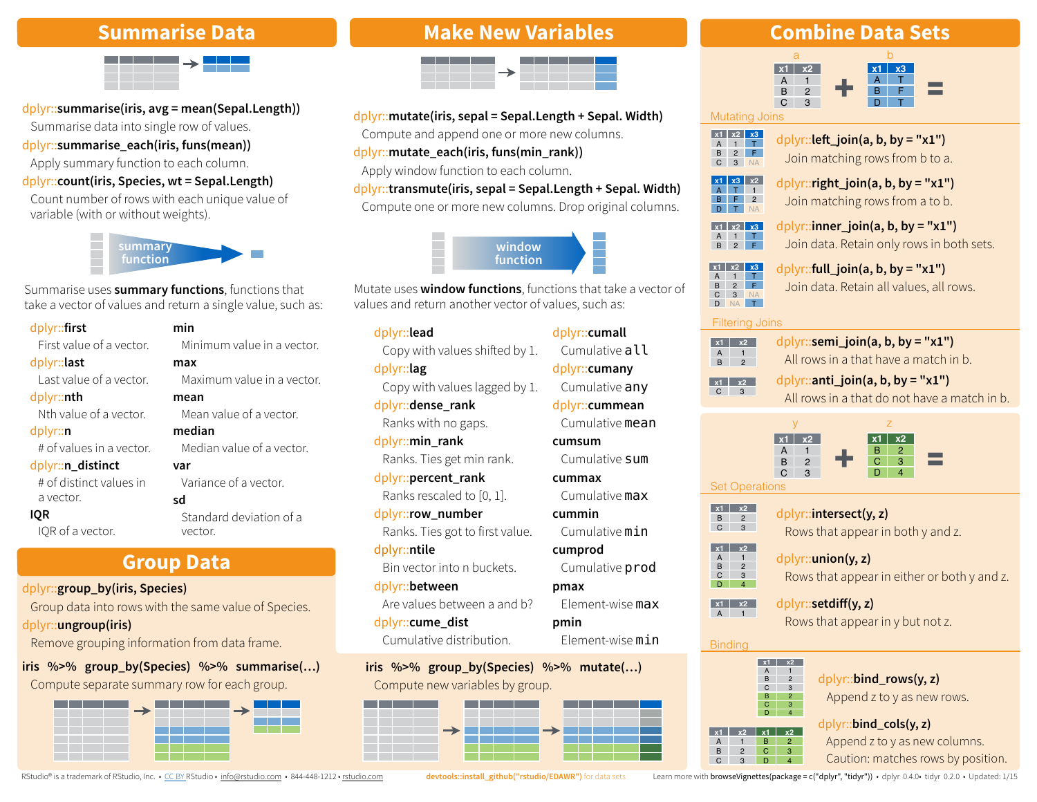## Summarise Data

dplyr::**summarise(iris, avg = mean(Sepal.Length))**
Summarise data into single row of values.

dplyr::**summarise_each(iris, funs(mean))**
Apply summary function to each column.

dplyr::**count(iris, Species, wt = Sepal.Length)**
Count number of rows with each unique value of variable (with or without weights).

summary function

Summarise uses **summary functions**, functions that take a vector of values and return a single value, such as:

dplyr::**first**
First value of a vector.

dplyr::**last**
Last value of a vector.

dplyr::**nth**
Nth value of a vector.

dplyr::**n**
# of values in a vector.

dplyr::**n_distinct**
# of distinct values in a vector.

**IQR**
IQR of a vector.

**min**
Minimum value in a vector.

**max**
Maximum value in a vector.

**mean**
Mean value of a vector.

**median**
Median value of a vector.

**var**
Variance of a vector.

**sd**
Standard deviation of a vector.

## Group Data

dplyr::**group_by(iris, Species)**
Group data into rows with the same value of Species.

dplyr::**ungroup(iris)**
Remove grouping information from data frame.

**iris %>% group_by(Species) %>% summarise(…)**
Compute separate summary row for each group.

## Make New Variables

dplyr::**mutate(iris, sepal = Sepal.Length + Sepal. Width)**
Compute and append one or more new columns.

dplyr::**mutate_each(iris, funs(min_rank))**
Apply window function to each column.

dplyr::**transmute(iris, sepal = Sepal.Length + Sepal. Width)**
Compute one or more new columns. Drop original columns.

window function

Mutate uses **window functions**, functions that take a vector of values and return another vector of values, such as:

dplyr::**lead**
Copy with values shifted by 1.

dplyr::**lag**
Copy with values lagged by 1.

dplyr::**dense_rank**
Ranks with no gaps.

dplyr::**min_rank**
Ranks. Ties get min rank.

dplyr::**percent_rank**
Ranks rescaled to [0, 1].

dplyr::**row_number**
Ranks. Ties got to first value.

dplyr::**ntile**
Bin vector into n buckets.

dplyr::**between**
Are values between a and b?

dplyr::**cume_dist**
Cumulative distribution.

dplyr::**cumall**
Cumulative `all`

dplyr::**cumany**
Cumulative `any`

dplyr::**cummean**
Cumulative `mean`

**cumsum**
Cumulative `sum`

**cummax**
Cumulative `max`

**cummin**
Cumulative `min`

**cumprod**
Cumulative `prod`

**pmax**
Element-wise `max`

**pmin**
Element-wise `min`

**iris %>% group_by(Species) %>% mutate(…)**
Compute new variables by group.

## Combine Data Sets

a

| x1 | x2 |
|---|---|
| A | 1 |
| B | 2 |
| C | 3 |

b

| x1 | x3 |
|---|---|
| A | T |
| B | F |
| D | T |

### Mutating Joins

| x1 | x2 | x3 |
|---|---|---|
| A | 1 | T |
| B | 2 | F |
| C | 3 | NA |

dplyr::**left_join(a, b, by = "x1")**
Join matching rows from b to a.

| x1 | x3 | x2 |
|---|---|---|
| A | T | 1 |
| B | F | 2 |
| D | T | NA |

dplyr::**right_join(a, b, by = "x1")**
Join matching rows from a to b.

| x1 | x2 | x3 |
|---|---|---|
| A | 1 | T |
| B | 2 | F |

dplyr::**inner_join(a, b, by = "x1")**
Join data. Retain only rows in both sets.

| x1 | x2 | x3 |
|---|---|---|
| A | 1 | T |
| B | 2 | F |
| C | 3 | NA |
| D | NA | T |

dplyr::**full_join(a, b, by = "x1")**
Join data. Retain all values, all rows.

### Filtering Joins

| x1 | x2 |
|---|---|
| A | 1 |
| B | 2 |

dplyr::**semi_join(a, b, by = "x1")**
All rows in a that have a match in b.

| x1 | x2 |
|---|---|
| C | 3 |

dplyr::**anti_join(a, b, by = "x1")**
All rows in a that do not have a match in b.

y

| x1 | x2 |
|---|---|
| A | 1 |
| B | 2 |
| C | 3 |

z

| x1 | x2 |
|---|---|
| B | 2 |
| C | 3 |
| D | 4 |

### Set Operations

| x1 | x2 |
|---|---|
| B | 2 |
| C | 3 |

dplyr::**intersect(y, z)**
Rows that appear in both y and z.

| x1 | x2 |
|---|---|
| A | 1 |
| B | 2 |
| C | 3 |
| D | 4 |

dplyr::**union(y, z)**
Rows that appear in either or both y and z.

| x1 | x2 |
|---|---|
| A | 1 |

dplyr::**setdiff(y, z)**
Rows that appear in y but not z.

### Binding

| x1 | x2 |
|---|---|
| A | 1 |
| B | 2 |
| C | 3 |
| B | 2 |
| C | 3 |
| D | 4 |

dplyr::**bind_rows(y, z)**
Append z to y as new rows.

| x1 | x2 | x1 | x2 |
|---|---|---|---|
| A | 1 | B | 2 |
| B | 2 | C | 3 |
| C | 3 | D | 4 |

dplyr::**bind_cols(y, z)**
Append z to y as new columns.
Caution: matches rows by position.

RStudio® is a trademark of RStudio, Inc. • CC BY RStudio • info@rstudio.com • 844-448-1212 • rstudio.com

**devtools::install_github("rstudio/EDAWR")** for data sets

Learn more with **browseVignettes(package = c("dplyr", "tidyr"))** • dplyr 0.4.0• tidyr 0.2.0 • Updated: 1/15